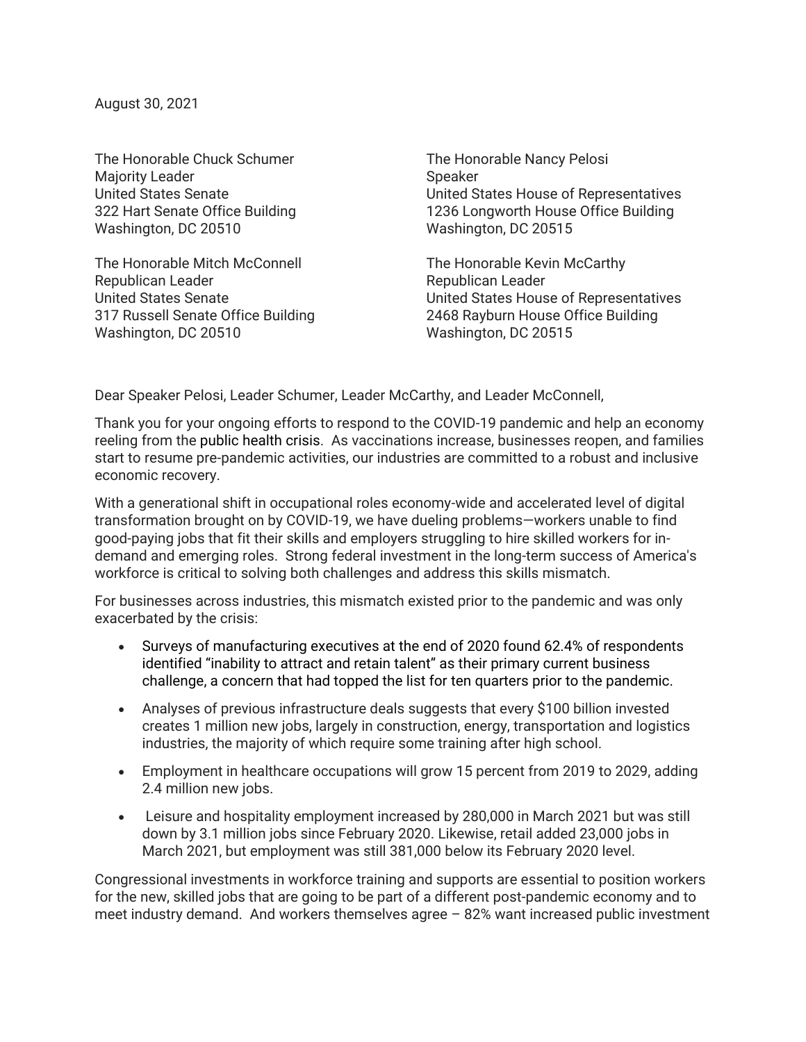August 30, 2021

The Honorable Chuck Schumer
Majority Leader
United States Senate
322 Hart Senate Office Building
Washington, DC 20510

The Honorable Nancy Pelosi
Speaker
United States House of Representatives
1236 Longworth House Office Building
Washington, DC 20515

The Honorable Mitch McConnell
Republican Leader
United States Senate
317 Russell Senate Office Building
Washington, DC 20510

The Honorable Kevin McCarthy
Republican Leader
United States House of Representatives
2468 Rayburn House Office Building
Washington, DC 20515

Dear Speaker Pelosi, Leader Schumer, Leader McCarthy, and Leader McConnell,

Thank you for your ongoing efforts to respond to the COVID-19 pandemic and help an economy reeling from the public health crisis. As vaccinations increase, businesses reopen, and families start to resume pre-pandemic activities, our industries are committed to a robust and inclusive economic recovery.

With a generational shift in occupational roles economy-wide and accelerated level of digital transformation brought on by COVID-19, we have dueling problems—workers unable to find good-paying jobs that fit their skills and employers struggling to hire skilled workers for in-demand and emerging roles. Strong federal investment in the long-term success of America's workforce is critical to solving both challenges and address this skills mismatch.

For businesses across industries, this mismatch existed prior to the pandemic and was only exacerbated by the crisis:

- Surveys of manufacturing executives at the end of 2020 found 62.4% of respondents identified "inability to attract and retain talent" as their primary current business challenge, a concern that had topped the list for ten quarters prior to the pandemic.
- Analyses of previous infrastructure deals suggests that every $100 billion invested creates 1 million new jobs, largely in construction, energy, transportation and logistics industries, the majority of which require some training after high school.
- Employment in healthcare occupations will grow 15 percent from 2019 to 2029, adding 2.4 million new jobs.
- Leisure and hospitality employment increased by 280,000 in March 2021 but was still down by 3.1 million jobs since February 2020. Likewise, retail added 23,000 jobs in March 2021, but employment was still 381,000 below its February 2020 level.

Congressional investments in workforce training and supports are essential to position workers for the new, skilled jobs that are going to be part of a different post-pandemic economy and to meet industry demand. And workers themselves agree – 82% want increased public investment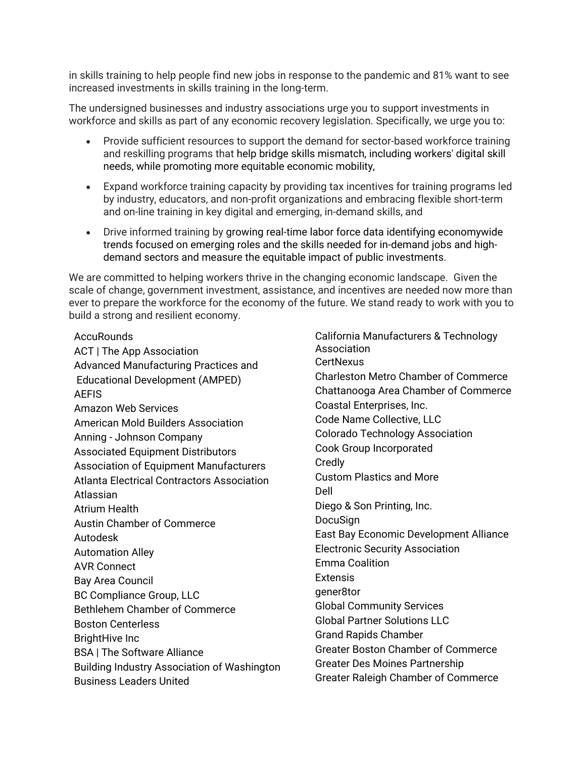in skills training to help people find new jobs in response to the pandemic and 81% want to see increased investments in skills training in the long-term.

The undersigned businesses and industry associations urge you to support investments in workforce and skills as part of any economic recovery legislation. Specifically, we urge you to:

- Provide sufficient resources to support the demand for sector-based workforce training and reskilling programs that help bridge skills mismatch, including workers' digital skill needs, while promoting more equitable economic mobility,
- Expand workforce training capacity by providing tax incentives for training programs led by industry, educators, and non-profit organizations and embracing flexible short-term and on-line training in key digital and emerging, in-demand skills, and
- Drive informed training by growing real-time labor force data identifying economywide trends focused on emerging roles and the skills needed for in-demand jobs and high-demand sectors and measure the equitable impact of public investments.

We are committed to helping workers thrive in the changing economic landscape. Given the scale of change, government investment, assistance, and incentives are needed now more than ever to prepare the workforce for the economy of the future. We stand ready to work with you to build a strong and resilient economy.

AccuRounds
ACT | The App Association
Advanced Manufacturing Practices and Educational Development (AMPED)
AEFIS
Amazon Web Services
American Mold Builders Association
Anning - Johnson Company
Associated Equipment Distributors
Association of Equipment Manufacturers
Atlanta Electrical Contractors Association
Atlassian
Atrium Health
Austin Chamber of Commerce
Autodesk
Automation Alley
AVR Connect
Bay Area Council
BC Compliance Group, LLC
Bethlehem Chamber of Commerce
Boston Centerless
BrightHive Inc
BSA | The Software Alliance
Building Industry Association of Washington
Business Leaders United
California Manufacturers & Technology Association
CertNexus
Charleston Metro Chamber of Commerce
Chattanooga Area Chamber of Commerce
Coastal Enterprises, Inc.
Code Name Collective, LLC
Colorado Technology Association
Cook Group Incorporated
Credly
Custom Plastics and More
Dell
Diego & Son Printing, Inc.
DocuSign
East Bay Economic Development Alliance
Electronic Security Association
Emma Coalition
Extensis
gener8tor
Global Community Services
Global Partner Solutions LLC
Grand Rapids Chamber
Greater Boston Chamber of Commerce
Greater Des Moines Partnership
Greater Raleigh Chamber of Commerce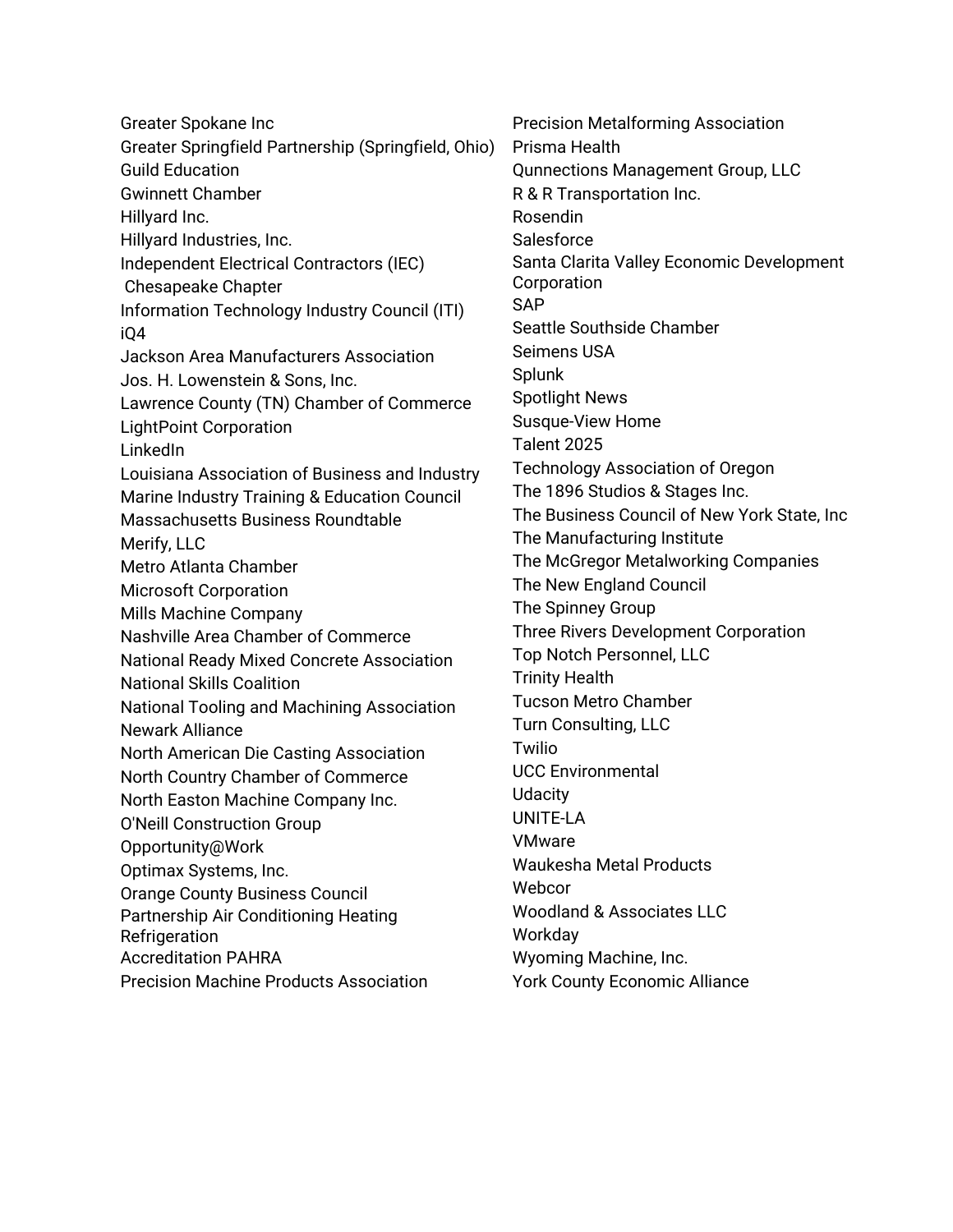Greater Spokane Inc
Greater Springfield Partnership (Springfield, Ohio)
Guild Education
Gwinnett Chamber
Hillyard Inc.
Hillyard Industries, Inc.
Independent Electrical Contractors (IEC) Chesapeake Chapter
Information Technology Industry Council (ITI)
iQ4
Jackson Area Manufacturers Association
Jos. H. Lowenstein & Sons, Inc.
Lawrence County (TN) Chamber of Commerce
LightPoint Corporation
LinkedIn
Louisiana Association of Business and Industry
Marine Industry Training & Education Council
Massachusetts Business Roundtable
Merify, LLC
Metro Atlanta Chamber
Microsoft Corporation
Mills Machine Company
Nashville Area Chamber of Commerce
National Ready Mixed Concrete Association
National Skills Coalition
National Tooling and Machining Association
Newark Alliance
North American Die Casting Association
North Country Chamber of Commerce
North Easton Machine Company Inc.
O'Neill Construction Group
Opportunity@Work
Optimax Systems, Inc.
Orange County Business Council
Partnership Air Conditioning Heating Refrigeration Accreditation PAHRA
Precision Machine Products Association
Precision Metalforming Association
Prisma Health
Qunnections Management Group, LLC
R & R Transportation Inc.
Rosendin
Salesforce
Santa Clarita Valley Economic Development Corporation
SAP
Seattle Southside Chamber
Seimens USA
Splunk
Spotlight News
Susque-View Home
Talent 2025
Technology Association of Oregon
The 1896 Studios & Stages Inc.
The Business Council of New York State, Inc
The Manufacturing Institute
The McGregor Metalworking Companies
The New England Council
The Spinney Group
Three Rivers Development Corporation
Top Notch Personnel, LLC
Trinity Health
Tucson Metro Chamber
Turn Consulting, LLC
Twilio
UCC Environmental
Udacity
UNITE-LA
VMware
Waukesha Metal Products
Webcor
Woodland & Associates LLC
Workday
Wyoming Machine, Inc.
York County Economic Alliance